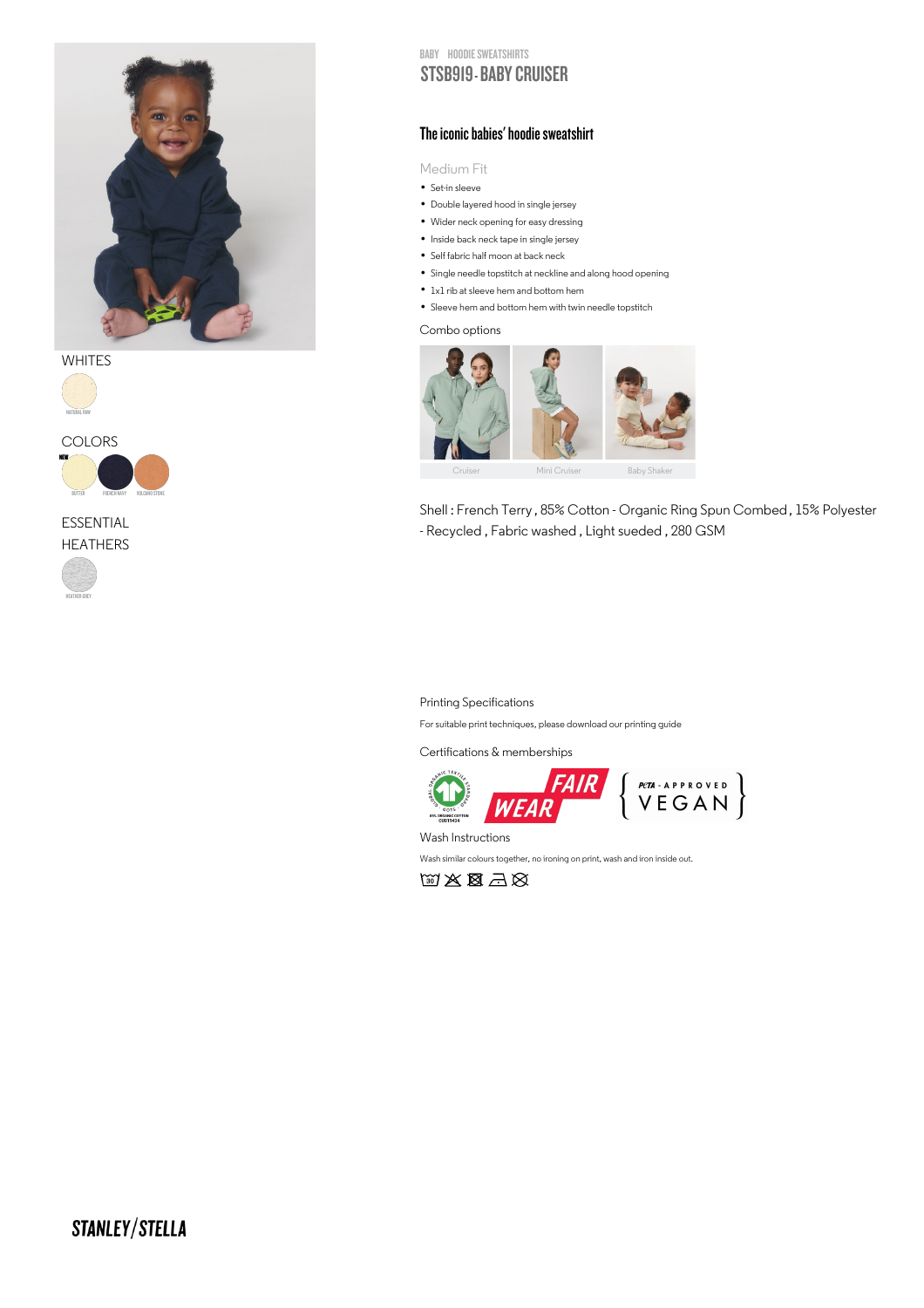BABY HOODIE SWEATSHIRTS

# STSB919 - BABY CRUISER

## The iconic babies' hoodie sweatshirt

Medium Fit

- Set-in sleeve
- Double layered hood in single jersey
- Wider neck opening for easy dressing
- Inside back neck tape in single jersey
- Self fabric half moon at back neck
- Single needle topstitch at neckline and along hood opening
- 1x1 rib at sleeve hem and bottom hem
- Sleeve hem and bottom hem with twin needle topstitch

Combo options

Cruiser Mini Cruiser Baby Shaker

WHITES

NATURAL RAW

COLORS

NEW

BUTTER FRENCH NAVY VOLCANO STONE

ESSENTIAL HEATHERS

HEATHER GREY

Shell : French Terry , 85% Cotton - Organic Ring Spun Combed , 15% Polyester - Recycled , Fabric washed , Light sueded , 280 GSM

Printing Specifications

For suitable print techniques, please download our printing guide

Certifications & memberships

GLOBAL ORGANIC TEXTILE STANDARD · GOTS · 85% ORGANIC COTTON CU819434

FAIR WEAR

PETA - APPROVED VEGAN

Wash Instructions

Wash similar colours together, no ironing on print, wash and iron inside out.

30

STANLEY/STELLA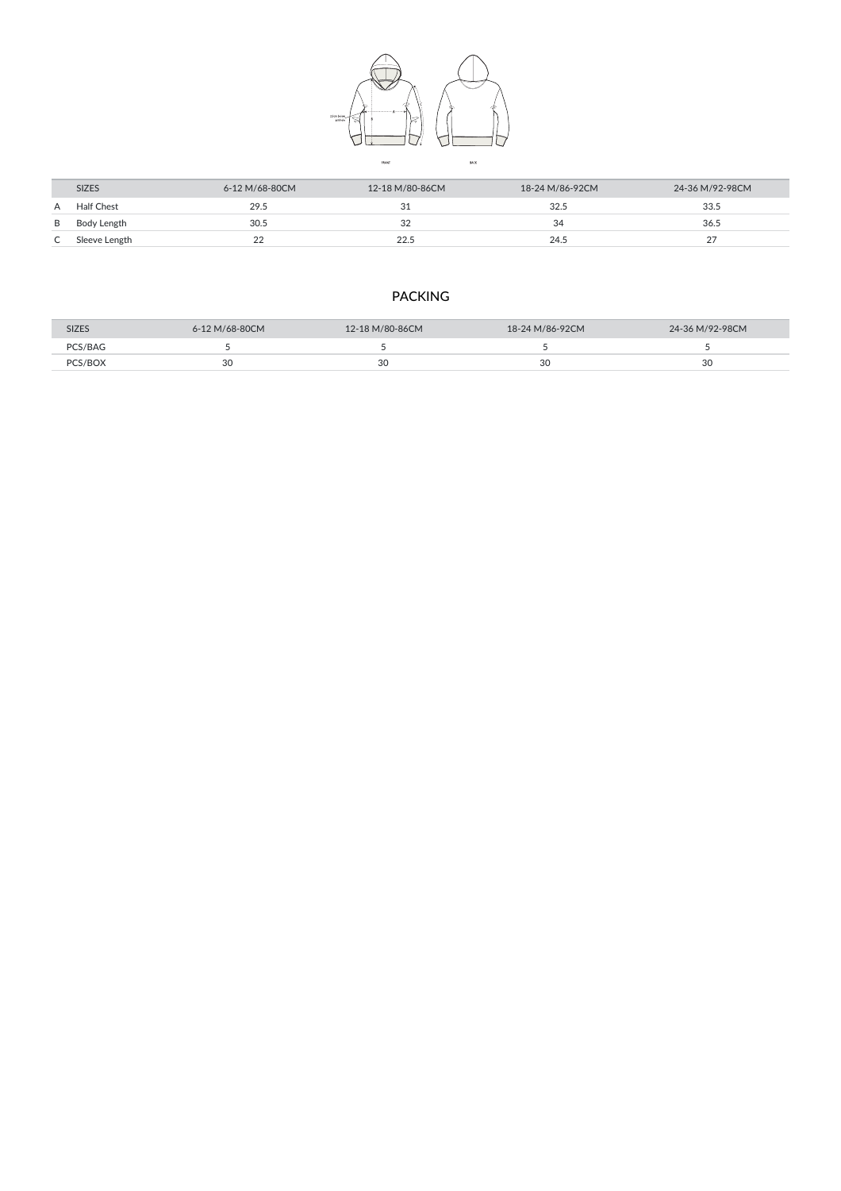| | SIZES | 6-12 M/68-80CM | 12-18 M/80-86CM | 18-24 M/86-92CM | 24-36 M/92-98CM |
|---|---|---|---|---|---|
| A | Half Chest | 29.5 | 31 | 32.5 | 33.5 |
| B | Body Length | 30.5 | 32 | 34 | 36.5 |
| C | Sleeve Length | 22 | 22.5 | 24.5 | 27 |

## PACKING

| SIZES | 6-12 M/68-80CM | 12-18 M/80-86CM | 18-24 M/86-92CM | 24-36 M/92-98CM |
|---|---|---|---|---|
| PCS/BAG | 5 | 5 | 5 | 5 |
| PCS/BOX | 30 | 30 | 30 | 30 |